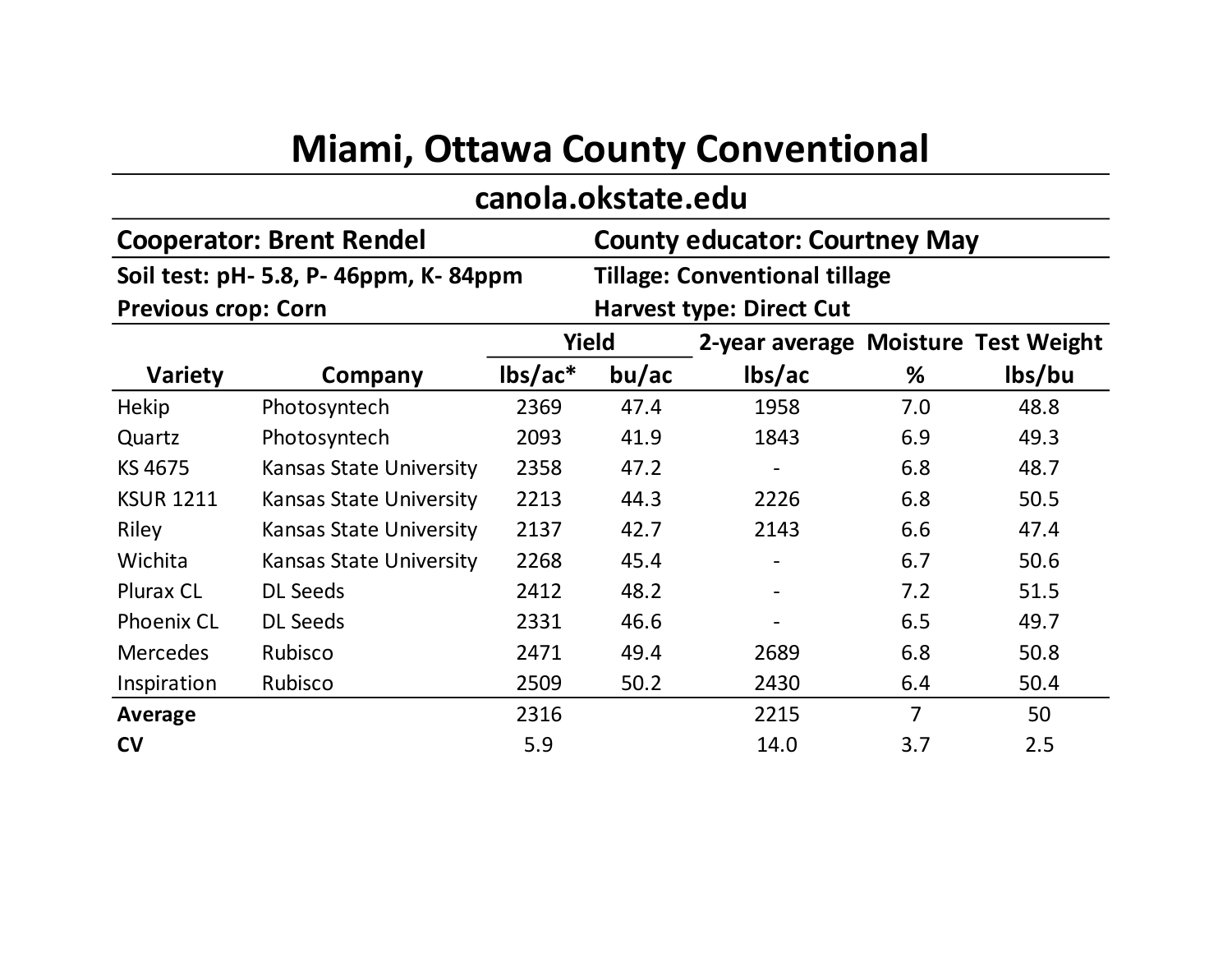# Miami, Ottawa County Conventional

## canola.okstate.edu

**Cooperator: Brent Rendel** | **County educator: Courtney May**

**Soil test: pH- 5.8, P- 46ppm, K- 84ppm** | **Tillage: Conventional tillage**

**Previous crop: Corn** | **Harvest type: Direct Cut**

| | | Yield | | 2-year average | Moisture | Test Weight |
|---|---|---|---|---|---|---|
| **Variety** | **Company** | **lbs/ac*** | **bu/ac** | **lbs/ac** | **%** | **lbs/bu** |
| Hekip | Photosyntech | 2369 | 47.4 | 1958 | 7.0 | 48.8 |
| Quartz | Photosyntech | 2093 | 41.9 | 1843 | 6.9 | 49.3 |
| KS 4675 | Kansas State University | 2358 | 47.2 | - | 6.8 | 48.7 |
| KSUR 1211 | Kansas State University | 2213 | 44.3 | 2226 | 6.8 | 50.5 |
| Riley | Kansas State University | 2137 | 42.7 | 2143 | 6.6 | 47.4 |
| Wichita | Kansas State University | 2268 | 45.4 | - | 6.7 | 50.6 |
| Plurax CL | DL Seeds | 2412 | 48.2 | - | 7.2 | 51.5 |
| Phoenix CL | DL Seeds | 2331 | 46.6 | - | 6.5 | 49.7 |
| Mercedes | Rubisco | 2471 | 49.4 | 2689 | 6.8 | 50.8 |
| Inspiration | Rubisco | 2509 | 50.2 | 2430 | 6.4 | 50.4 |
| **Average** | | 2316 | | 2215 | 7 | 50 |
| **CV** | | 5.9 | | 14.0 | 3.7 | 2.5 |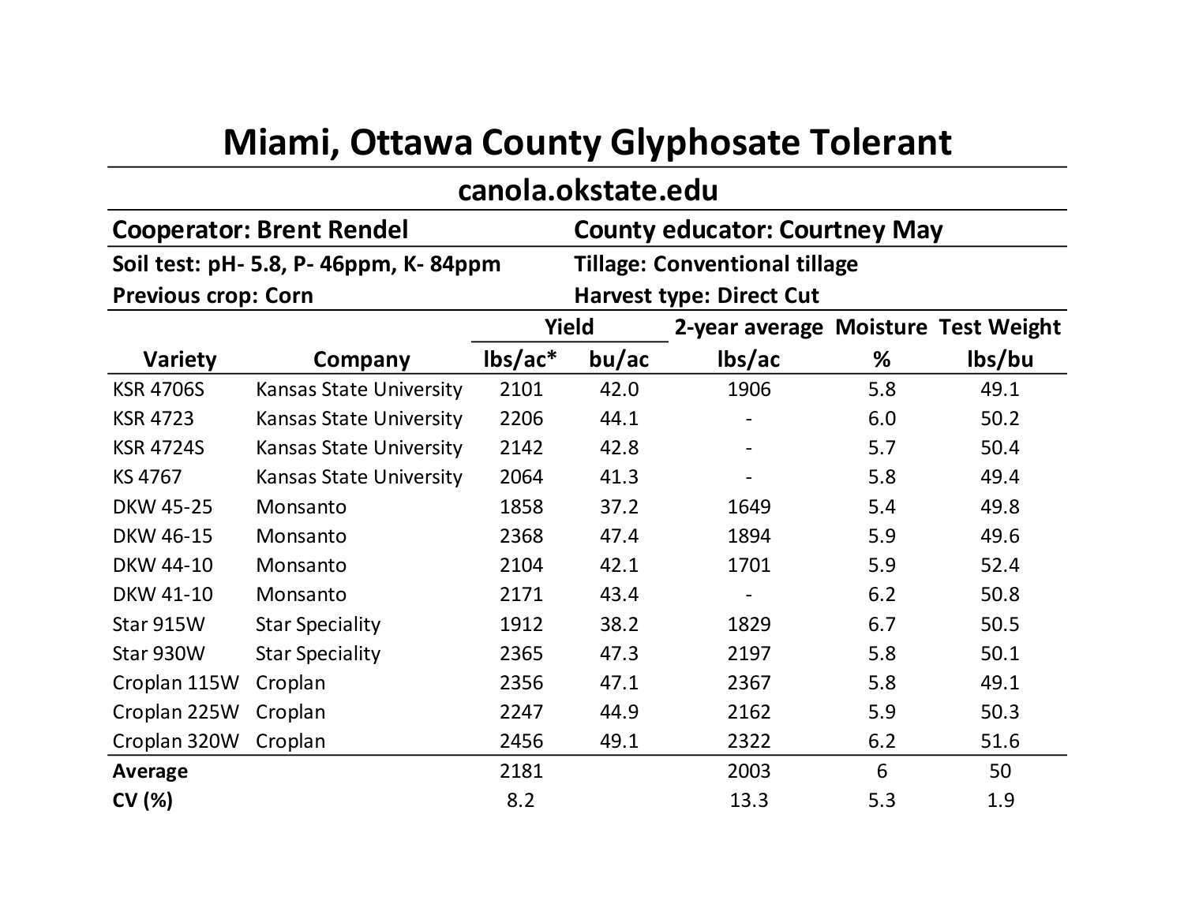# Miami, Ottawa County Glyphosate Tolerant

## canola.okstate.edu

**Cooperator: Brent Rendel** | **County educator: Courtney May**

**Soil test: pH- 5.8, P- 46ppm, K- 84ppm** | **Tillage: Conventional tillage**

**Previous crop: Corn** | **Harvest type: Direct Cut**

| | | Yield | | 2-year average | Moisture | Test Weight |
|---|---|---|---|---|---|---|
| **Variety** | **Company** | **lbs/ac*** | **bu/ac** | **lbs/ac** | **%** | **lbs/bu** |
| KSR 4706S | Kansas State University | 2101 | 42.0 | 1906 | 5.8 | 49.1 |
| KSR 4723 | Kansas State University | 2206 | 44.1 | - | 6.0 | 50.2 |
| KSR 4724S | Kansas State University | 2142 | 42.8 | - | 5.7 | 50.4 |
| KS 4767 | Kansas State University | 2064 | 41.3 | - | 5.8 | 49.4 |
| DKW 45-25 | Monsanto | 1858 | 37.2 | 1649 | 5.4 | 49.8 |
| DKW 46-15 | Monsanto | 2368 | 47.4 | 1894 | 5.9 | 49.6 |
| DKW 44-10 | Monsanto | 2104 | 42.1 | 1701 | 5.9 | 52.4 |
| DKW 41-10 | Monsanto | 2171 | 43.4 | - | 6.2 | 50.8 |
| Star 915W | Star Speciality | 1912 | 38.2 | 1829 | 6.7 | 50.5 |
| Star 930W | Star Speciality | 2365 | 47.3 | 2197 | 5.8 | 50.1 |
| Croplan 115W | Croplan | 2356 | 47.1 | 2367 | 5.8 | 49.1 |
| Croplan 225W | Croplan | 2247 | 44.9 | 2162 | 5.9 | 50.3 |
| Croplan 320W | Croplan | 2456 | 49.1 | 2322 | 6.2 | 51.6 |
| **Average** | | 2181 | | 2003 | 6 | 50 |
| **CV (%)** | | 8.2 | | 13.3 | 5.3 | 1.9 |